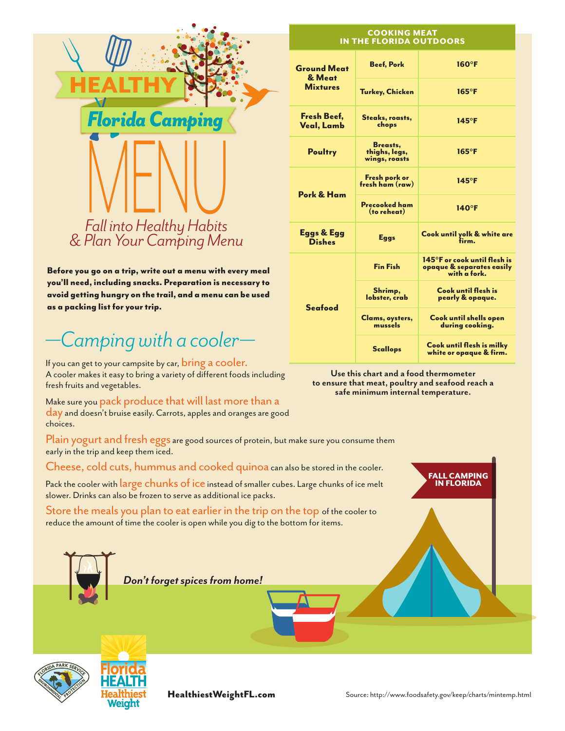# HEALTHY Florida Camping MENU

*Fall into Healthy Habits & Plan Your Camping Menu*

**Before you go on a trip, write out a menu with every meal you'll need, including snacks. Preparation is necessary to avoid getting hungry on the trail, and a menu can be used as a packing list for your trip.**

## —Camping with a cooler—

If you can get to your campsite by car, bring a cooler. A cooler makes it easy to bring a variety of different foods including fresh fruits and vegetables.

Make sure you pack produce that will last more than a day and doesn't bruise easily. Carrots, apples and oranges are good choices.

Plain yogurt and fresh eggs are good sources of protein, but make sure you consume them early in the trip and keep them iced.

Cheese, cold cuts, hummus and cooked quinoa can also be stored in the cooler.

Pack the cooler with large chunks of ice instead of smaller cubes. Large chunks of ice melt slower. Drinks can also be frozen to serve as additional ice packs.

Store the meals you plan to eat earlier in the trip on the top of the cooler to reduce the amount of time the cooler is open while you dig to the bottom for items.

**COOKING MEAT IN THE FLORIDA OUTDOORS**

| Category | Type | Temperature |
|---|---|---|
| Ground Meat & Meat Mixtures | Beef, Pork | 160°F |
| | Turkey, Chicken | 165°F |
| Fresh Beef, Veal, Lamb | Steaks, roasts, chops | 145°F |
| Poultry | Breasts, thighs, legs, wings, roasts | 165°F |
| Pork & Ham | Fresh pork or fresh ham (raw) | 145°F |
| | Precooked ham (to reheat) | 140°F |
| Eggs & Egg Dishes | Eggs | Cook until yolk & white are firm. |
| Seafood | Fin Fish | 145°F or cook until flesh is opaque & separates easily with a fork. |
| | Shrimp, lobster, crab | Cook until flesh is pearly & opaque. |
| | Clams, oysters, mussels | Cook until shells open during cooking. |
| | Scallops | Cook until flesh is milky white or opaque & firm. |

**Use this chart and a food thermometer to ensure that meat, poultry and seafood reach a safe minimum internal temperature.**

**FALL CAMPING IN FLORIDA**

***Don't forget spices from home!***

Florida HEALTH Healthiest Weight

**HealthiestWeightFL.com**

Source: http://www.foodsafety.gov/keep/charts/mintemp.html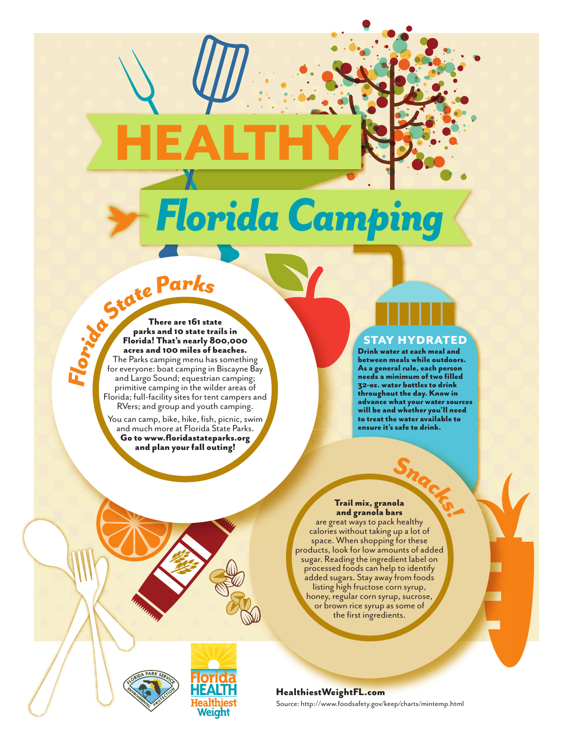# HEALTHY

# *Florida Camping*

## *Florida State Parks*

**There are 161 state parks and 10 state trails in Florida! That's nearly 800,000 acres and 100 miles of beaches.** The Parks camping menu has something for everyone: boat camping in Biscayne Bay and Largo Sound; equestrian camping; primitive camping in the wilder areas of Florida; full-facility sites for tent campers and RVers; and group and youth camping.

You can camp, bike, hike, fish, picnic, swim and much more at Florida State Parks. **Go to www.floridastateparks.org and plan your fall outing!**

## STAY HYDRATED

**Drink water at each meal and between meals while outdoors. As a general rule, each person needs a minimum of two filled 32-oz. water bottles to drink throughout the day. Know in advance what your water sources will be and whether you'll need to treat the water available to ensure it's safe to drink.**

## *Snacks!*

**Trail mix, granola and granola bars** are great ways to pack healthy calories without taking up a lot of space. When shopping for these products, look for low amounts of added sugar. Reading the ingredient label on processed foods can help to identify added sugars. Stay away from foods listing high fructose corn syrup, honey, regular corn syrup, sucrose, or brown rice syrup as some of the first ingredients.

**HealthiestWeightFL.com**

Source: http://www.foodsafety.gov/keep/charts/mintemp.html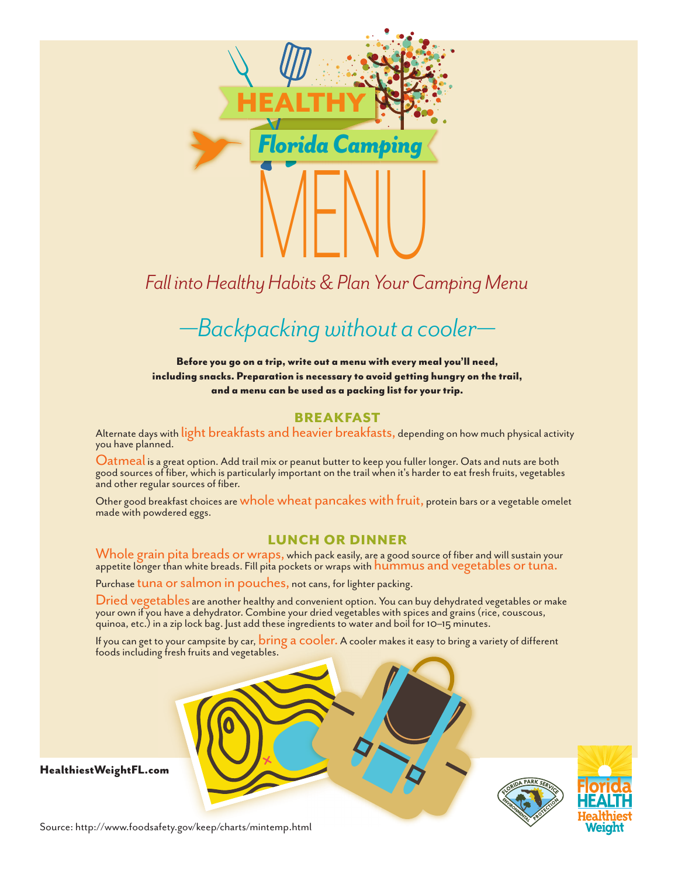# HEALTHY Florida Camping MENU

*Fall into Healthy Habits & Plan Your Camping Menu*

## *—Backpacking without a cooler—*

**Before you go on a trip, write out a menu with every meal you'll need, including snacks. Preparation is necessary to avoid getting hungry on the trail, and a menu can be used as a packing list for your trip.**

### BREAKFAST

Alternate days with light breakfasts and heavier breakfasts, depending on how much physical activity you have planned.

Oatmeal is a great option. Add trail mix or peanut butter to keep you fuller longer. Oats and nuts are both good sources of fiber, which is particularly important on the trail when it's harder to eat fresh fruits, vegetables and other regular sources of fiber.

Other good breakfast choices are whole wheat pancakes with fruit, protein bars or a vegetable omelet made with powdered eggs.

### LUNCH OR DINNER

Whole grain pita breads or wraps, which pack easily, are a good source of fiber and will sustain your appetite longer than white breads. Fill pita pockets or wraps with hummus and vegetables or tuna.

Purchase tuna or salmon in pouches, not cans, for lighter packing.

Dried vegetables are another healthy and convenient option. You can buy dehydrated vegetables or make your own if you have a dehydrator. Combine your dried vegetables with spices and grains (rice, couscous, quinoa, etc.) in a zip lock bag. Just add these ingredients to water and boil for 10–15 minutes.

If you can get to your campsite by car, bring a cooler. A cooler makes it easy to bring a variety of different foods including fresh fruits and vegetables.

HealthiestWeightFL.com

Source: http://www.foodsafety.gov/keep/charts/mintemp.html